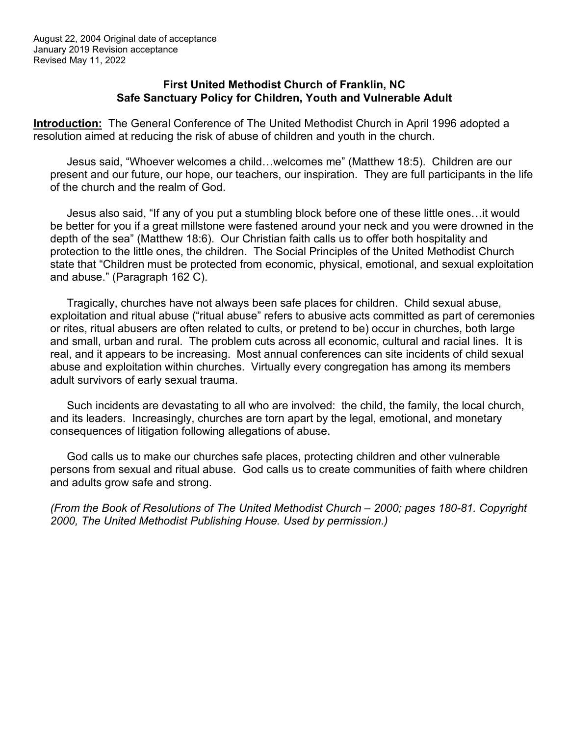August 22, 2004 Original date of acceptance
January 2019 Revision acceptance
Revised May 11, 2022

## First United Methodist Church of Franklin, NC
## Safe Sanctuary Policy for Children, Youth and Vulnerable Adult

**Introduction:** The General Conference of The United Methodist Church in April 1996 adopted a resolution aimed at reducing the risk of abuse of children and youth in the church.

Jesus said, "Whoever welcomes a child…welcomes me" (Matthew 18:5). Children are our present and our future, our hope, our teachers, our inspiration. They are full participants in the life of the church and the realm of God.

Jesus also said, "If any of you put a stumbling block before one of these little ones…it would be better for you if a great millstone were fastened around your neck and you were drowned in the depth of the sea" (Matthew 18:6). Our Christian faith calls us to offer both hospitality and protection to the little ones, the children. The Social Principles of the United Methodist Church state that "Children must be protected from economic, physical, emotional, and sexual exploitation and abuse." (Paragraph 162 C).

Tragically, churches have not always been safe places for children. Child sexual abuse, exploitation and ritual abuse ("ritual abuse" refers to abusive acts committed as part of ceremonies or rites, ritual abusers are often related to cults, or pretend to be) occur in churches, both large and small, urban and rural. The problem cuts across all economic, cultural and racial lines. It is real, and it appears to be increasing. Most annual conferences can site incidents of child sexual abuse and exploitation within churches. Virtually every congregation has among its members adult survivors of early sexual trauma.

Such incidents are devastating to all who are involved: the child, the family, the local church, and its leaders. Increasingly, churches are torn apart by the legal, emotional, and monetary consequences of litigation following allegations of abuse.

God calls us to make our churches safe places, protecting children and other vulnerable persons from sexual and ritual abuse. God calls us to create communities of faith where children and adults grow safe and strong.

*(From the Book of Resolutions of The United Methodist Church – 2000; pages 180-81. Copyright 2000, The United Methodist Publishing House. Used by permission.)*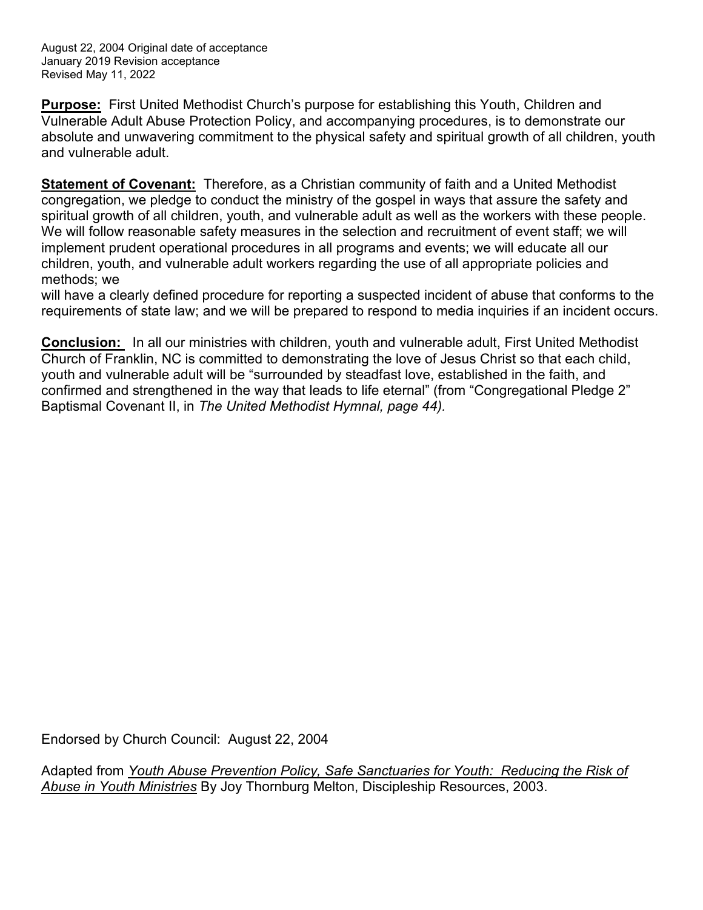August 22, 2004 Original date of acceptance
January 2019 Revision acceptance
Revised May 11, 2022

**Purpose:** First United Methodist Church's purpose for establishing this Youth, Children and Vulnerable Adult Abuse Protection Policy, and accompanying procedures, is to demonstrate our absolute and unwavering commitment to the physical safety and spiritual growth of all children, youth and vulnerable adult.

**Statement of Covenant:** Therefore, as a Christian community of faith and a United Methodist congregation, we pledge to conduct the ministry of the gospel in ways that assure the safety and spiritual growth of all children, youth, and vulnerable adult as well as the workers with these people. We will follow reasonable safety measures in the selection and recruitment of event staff; we will implement prudent operational procedures in all programs and events; we will educate all our children, youth, and vulnerable adult workers regarding the use of all appropriate policies and methods; we
will have a clearly defined procedure for reporting a suspected incident of abuse that conforms to the requirements of state law; and we will be prepared to respond to media inquiries if an incident occurs.

**Conclusion:** In all our ministries with children, youth and vulnerable adult, First United Methodist Church of Franklin, NC is committed to demonstrating the love of Jesus Christ so that each child, youth and vulnerable adult will be "surrounded by steadfast love, established in the faith, and confirmed and strengthened in the way that leads to life eternal" (from "Congregational Pledge 2" Baptismal Covenant II, in *The United Methodist Hymnal, page 44).*

Endorsed by Church Council: August 22, 2004

Adapted from *Youth Abuse Prevention Policy, Safe Sanctuaries for Youth: Reducing the Risk of Abuse in Youth Ministries* By Joy Thornburg Melton, Discipleship Resources, 2003.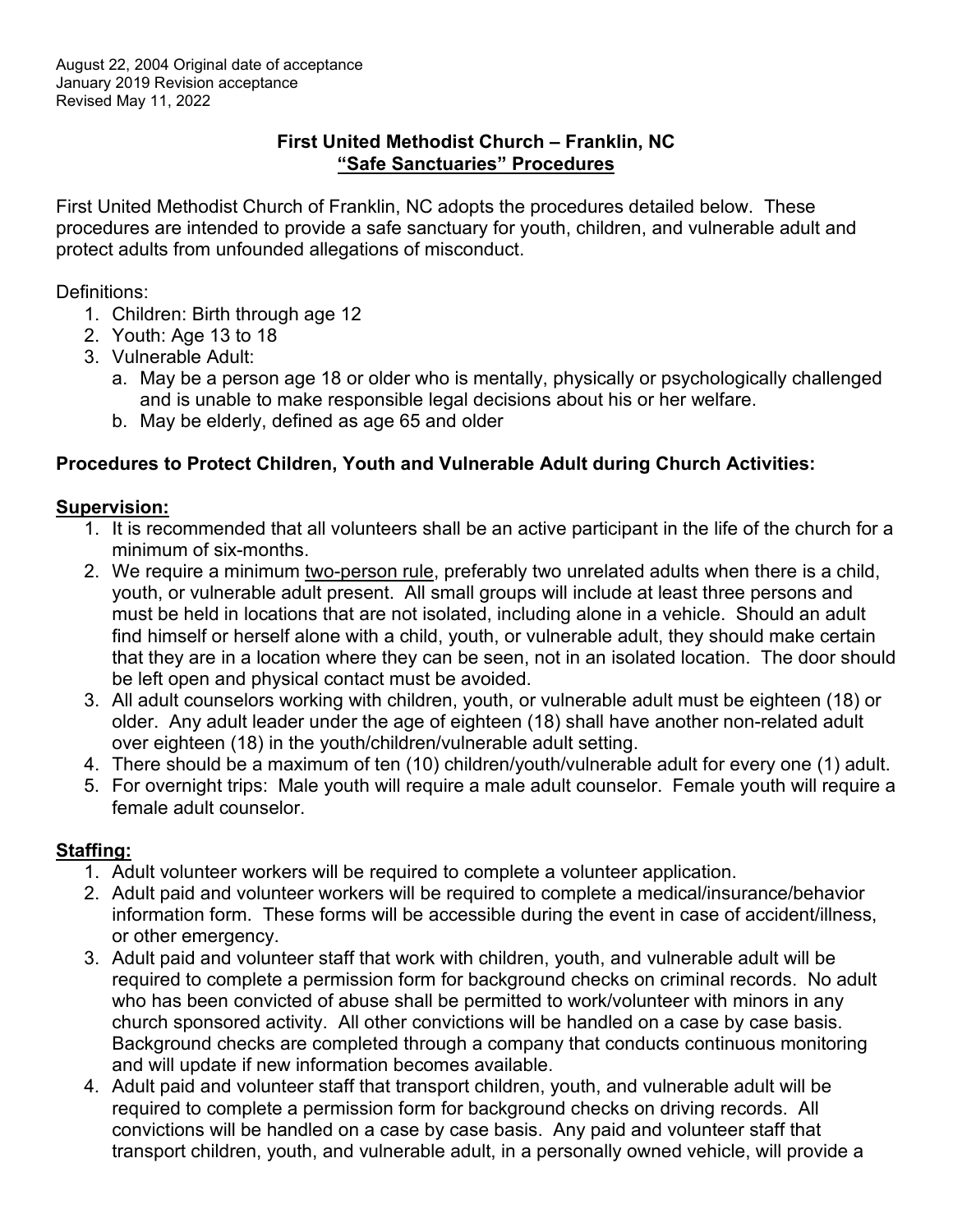August 22, 2004 Original date of acceptance
January 2019 Revision acceptance
Revised May 11, 2022

**First United Methodist Church – Franklin, NC**
**<u>"Safe Sanctuaries" Procedures</u>**

First United Methodist Church of Franklin, NC adopts the procedures detailed below. These procedures are intended to provide a safe sanctuary for youth, children, and vulnerable adult and protect adults from unfounded allegations of misconduct.

Definitions:

1. Children: Birth through age 12
2. Youth: Age 13 to 18
3. Vulnerable Adult:
   a. May be a person age 18 or older who is mentally, physically or psychologically challenged and is unable to make responsible legal decisions about his or her welfare.
   b. May be elderly, defined as age 65 and older

**Procedures to Protect Children, Youth and Vulnerable Adult during Church Activities:**

**<u>Supervision:</u>**

1. It is recommended that all volunteers shall be an active participant in the life of the church for a minimum of six-months.
2. We require a minimum <u>two-person rule</u>, preferably two unrelated adults when there is a child, youth, or vulnerable adult present. All small groups will include at least three persons and must be held in locations that are not isolated, including alone in a vehicle. Should an adult find himself or herself alone with a child, youth, or vulnerable adult, they should make certain that they are in a location where they can be seen, not in an isolated location. The door should be left open and physical contact must be avoided.
3. All adult counselors working with children, youth, or vulnerable adult must be eighteen (18) or older. Any adult leader under the age of eighteen (18) shall have another non-related adult over eighteen (18) in the youth/children/vulnerable adult setting.
4. There should be a maximum of ten (10) children/youth/vulnerable adult for every one (1) adult.
5. For overnight trips: Male youth will require a male adult counselor. Female youth will require a female adult counselor.

**<u>Staffing:</u>**

1. Adult volunteer workers will be required to complete a volunteer application.
2. Adult paid and volunteer workers will be required to complete a medical/insurance/behavior information form. These forms will be accessible during the event in case of accident/illness, or other emergency.
3. Adult paid and volunteer staff that work with children, youth, and vulnerable adult will be required to complete a permission form for background checks on criminal records. No adult who has been convicted of abuse shall be permitted to work/volunteer with minors in any church sponsored activity. All other convictions will be handled on a case by case basis. Background checks are completed through a company that conducts continuous monitoring and will update if new information becomes available.
4. Adult paid and volunteer staff that transport children, youth, and vulnerable adult will be required to complete a permission form for background checks on driving records. All convictions will be handled on a case by case basis. Any paid and volunteer staff that transport children, youth, and vulnerable adult, in a personally owned vehicle, will provide a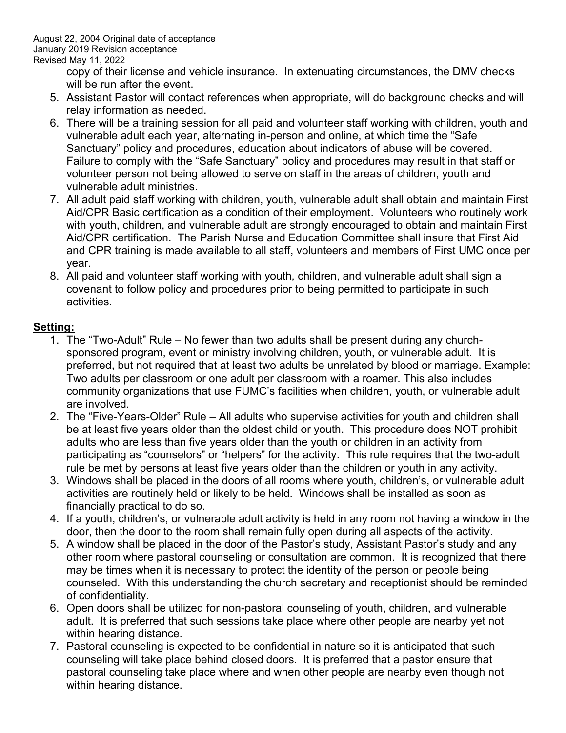August 22, 2004 Original date of acceptance
January 2019 Revision acceptance
Revised May 11, 2022

copy of their license and vehicle insurance. In extenuating circumstances, the DMV checks will be run after the event.

5. Assistant Pastor will contact references when appropriate, will do background checks and will relay information as needed.
6. There will be a training session for all paid and volunteer staff working with children, youth and vulnerable adult each year, alternating in-person and online, at which time the "Safe Sanctuary" policy and procedures, education about indicators of abuse will be covered. Failure to comply with the "Safe Sanctuary" policy and procedures may result in that staff or volunteer person not being allowed to serve on staff in the areas of children, youth and vulnerable adult ministries.
7. All adult paid staff working with children, youth, vulnerable adult shall obtain and maintain First Aid/CPR Basic certification as a condition of their employment. Volunteers who routinely work with youth, children, and vulnerable adult are strongly encouraged to obtain and maintain First Aid/CPR certification. The Parish Nurse and Education Committee shall insure that First Aid and CPR training is made available to all staff, volunteers and members of First UMC once per year.
8. All paid and volunteer staff working with youth, children, and vulnerable adult shall sign a covenant to follow policy and procedures prior to being permitted to participate in such activities.

## Setting:

1. The "Two-Adult" Rule – No fewer than two adults shall be present during any church-sponsored program, event or ministry involving children, youth, or vulnerable adult. It is preferred, but not required that at least two adults be unrelated by blood or marriage. Example: Two adults per classroom or one adult per classroom with a roamer. This also includes community organizations that use FUMC's facilities when children, youth, or vulnerable adult are involved.
2. The "Five-Years-Older" Rule – All adults who supervise activities for youth and children shall be at least five years older than the oldest child or youth. This procedure does NOT prohibit adults who are less than five years older than the youth or children in an activity from participating as "counselors" or "helpers" for the activity. This rule requires that the two-adult rule be met by persons at least five years older than the children or youth in any activity.
3. Windows shall be placed in the doors of all rooms where youth, children's, or vulnerable adult activities are routinely held or likely to be held. Windows shall be installed as soon as financially practical to do so.
4. If a youth, children's, or vulnerable adult activity is held in any room not having a window in the door, then the door to the room shall remain fully open during all aspects of the activity.
5. A window shall be placed in the door of the Pastor's study, Assistant Pastor's study and any other room where pastoral counseling or consultation are common. It is recognized that there may be times when it is necessary to protect the identity of the person or people being counseled. With this understanding the church secretary and receptionist should be reminded of confidentiality.
6. Open doors shall be utilized for non-pastoral counseling of youth, children, and vulnerable adult. It is preferred that such sessions take place where other people are nearby yet not within hearing distance.
7. Pastoral counseling is expected to be confidential in nature so it is anticipated that such counseling will take place behind closed doors. It is preferred that a pastor ensure that pastoral counseling take place where and when other people are nearby even though not within hearing distance.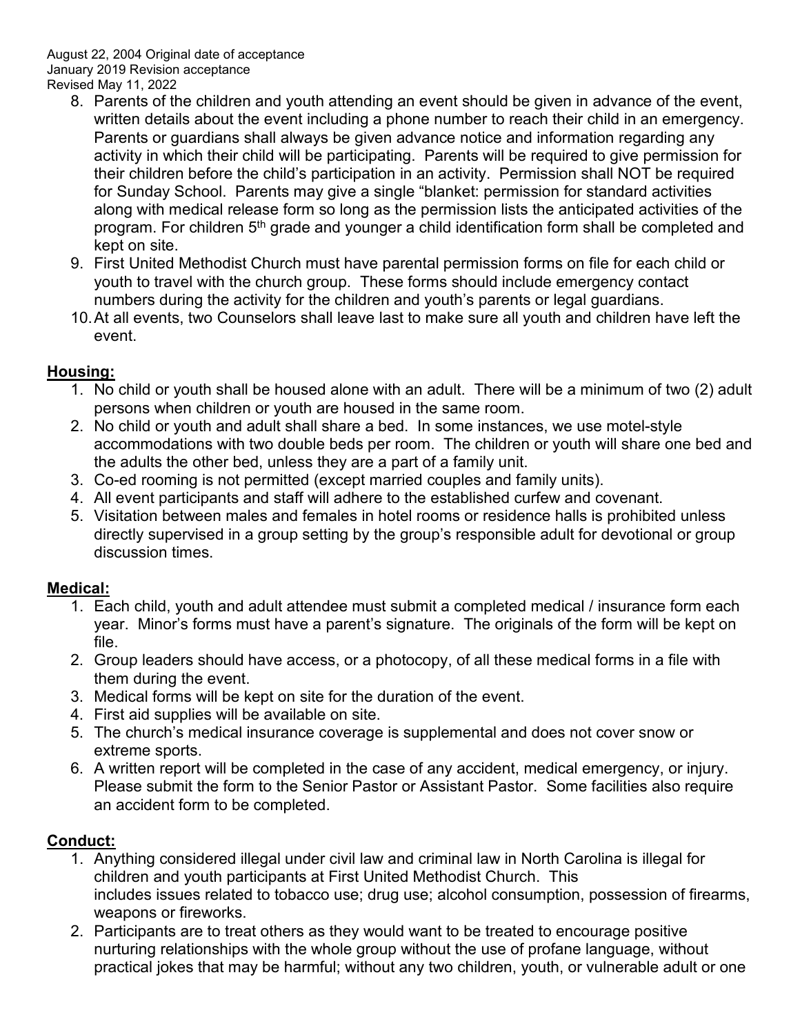August 22, 2004 Original date of acceptance
January 2019 Revision acceptance
Revised May 11, 2022

8. Parents of the children and youth attending an event should be given in advance of the event, written details about the event including a phone number to reach their child in an emergency. Parents or guardians shall always be given advance notice and information regarding any activity in which their child will be participating. Parents will be required to give permission for their children before the child's participation in an activity. Permission shall NOT be required for Sunday School. Parents may give a single "blanket: permission for standard activities along with medical release form so long as the permission lists the anticipated activities of the program. For children 5th grade and younger a child identification form shall be completed and kept on site.
9. First United Methodist Church must have parental permission forms on file for each child or youth to travel with the church group. These forms should include emergency contact numbers during the activity for the children and youth's parents or legal guardians.
10. At all events, two Counselors shall leave last to make sure all youth and children have left the event.

## Housing:

1. No child or youth shall be housed alone with an adult. There will be a minimum of two (2) adult persons when children or youth are housed in the same room.
2. No child or youth and adult shall share a bed. In some instances, we use motel-style accommodations with two double beds per room. The children or youth will share one bed and the adults the other bed, unless they are a part of a family unit.
3. Co-ed rooming is not permitted (except married couples and family units).
4. All event participants and staff will adhere to the established curfew and covenant.
5. Visitation between males and females in hotel rooms or residence halls is prohibited unless directly supervised in a group setting by the group's responsible adult for devotional or group discussion times.

## Medical:

1. Each child, youth and adult attendee must submit a completed medical / insurance form each year. Minor's forms must have a parent's signature. The originals of the form will be kept on file.
2. Group leaders should have access, or a photocopy, of all these medical forms in a file with them during the event.
3. Medical forms will be kept on site for the duration of the event.
4. First aid supplies will be available on site.
5. The church's medical insurance coverage is supplemental and does not cover snow or extreme sports.
6. A written report will be completed in the case of any accident, medical emergency, or injury. Please submit the form to the Senior Pastor or Assistant Pastor. Some facilities also require an accident form to be completed.

## Conduct:

1. Anything considered illegal under civil law and criminal law in North Carolina is illegal for children and youth participants at First United Methodist Church. This includes issues related to tobacco use; drug use; alcohol consumption, possession of firearms, weapons or fireworks.
2. Participants are to treat others as they would want to be treated to encourage positive nurturing relationships with the whole group without the use of profane language, without practical jokes that may be harmful; without any two children, youth, or vulnerable adult or one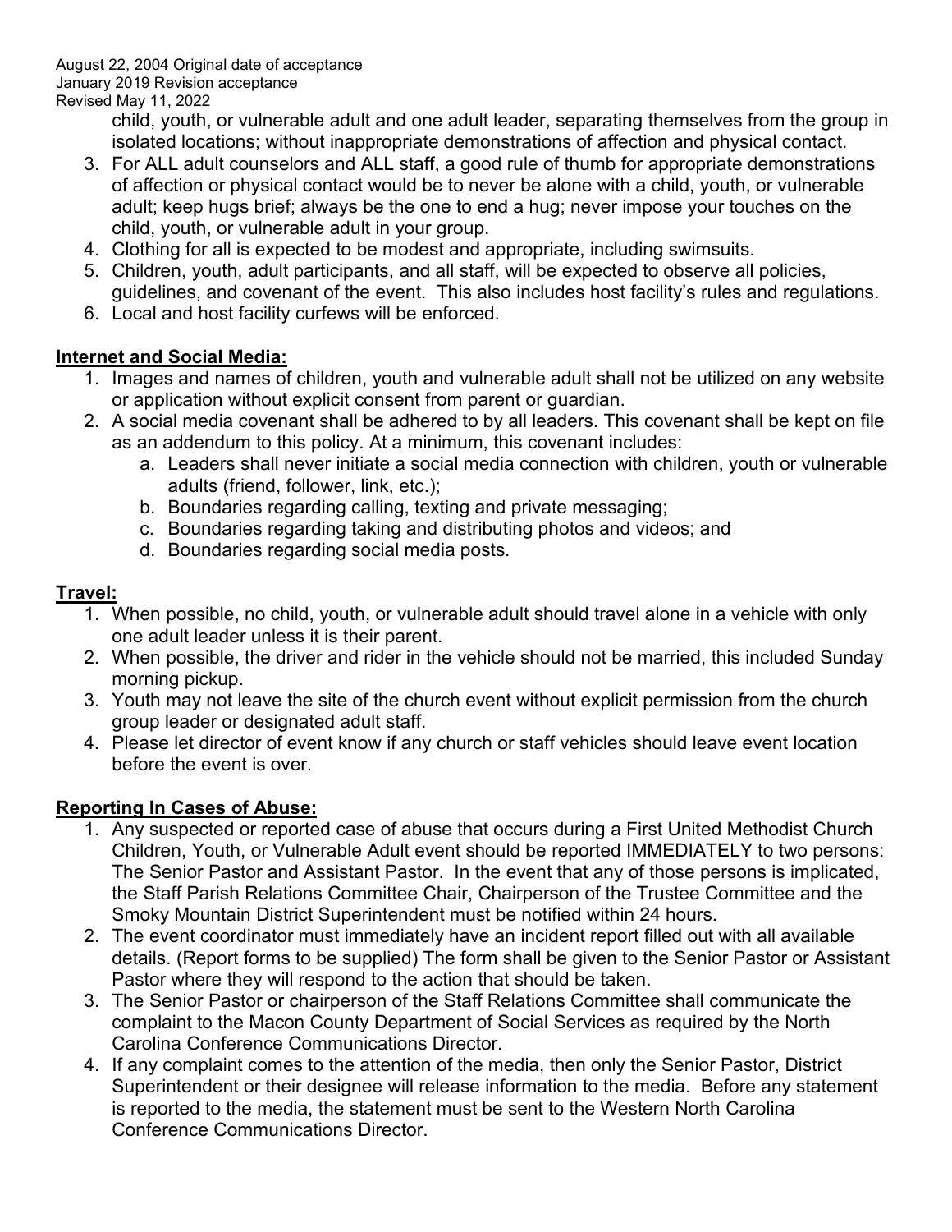August 22, 2004 Original date of acceptance
January 2019 Revision acceptance
Revised May 11, 2022

child, youth, or vulnerable adult and one adult leader, separating themselves from the group in isolated locations; without inappropriate demonstrations of affection and physical contact.

3. For ALL adult counselors and ALL staff, a good rule of thumb for appropriate demonstrations of affection or physical contact would be to never be alone with a child, youth, or vulnerable adult; keep hugs brief; always be the one to end a hug; never impose your touches on the child, youth, or vulnerable adult in your group.
4. Clothing for all is expected to be modest and appropriate, including swimsuits.
5. Children, youth, adult participants, and all staff, will be expected to observe all policies, guidelines, and covenant of the event. This also includes host facility's rules and regulations.
6. Local and host facility curfews will be enforced.

**Internet and Social Media:**

1. Images and names of children, youth and vulnerable adult shall not be utilized on any website or application without explicit consent from parent or guardian.
2. A social media covenant shall be adhered to by all leaders. This covenant shall be kept on file as an addendum to this policy. At a minimum, this covenant includes:
    a. Leaders shall never initiate a social media connection with children, youth or vulnerable adults (friend, follower, link, etc.);
    b. Boundaries regarding calling, texting and private messaging;
    c. Boundaries regarding taking and distributing photos and videos; and
    d. Boundaries regarding social media posts.

**Travel:**

1. When possible, no child, youth, or vulnerable adult should travel alone in a vehicle with only one adult leader unless it is their parent.
2. When possible, the driver and rider in the vehicle should not be married, this included Sunday morning pickup.
3. Youth may not leave the site of the church event without explicit permission from the church group leader or designated adult staff.
4. Please let director of event know if any church or staff vehicles should leave event location before the event is over.

**Reporting In Cases of Abuse:**

1. Any suspected or reported case of abuse that occurs during a First United Methodist Church Children, Youth, or Vulnerable Adult event should be reported IMMEDIATELY to two persons: The Senior Pastor and Assistant Pastor. In the event that any of those persons is implicated, the Staff Parish Relations Committee Chair, Chairperson of the Trustee Committee and the Smoky Mountain District Superintendent must be notified within 24 hours.
2. The event coordinator must immediately have an incident report filled out with all available details. (Report forms to be supplied) The form shall be given to the Senior Pastor or Assistant Pastor where they will respond to the action that should be taken.
3. The Senior Pastor or chairperson of the Staff Relations Committee shall communicate the complaint to the Macon County Department of Social Services as required by the North Carolina Conference Communications Director.
4. If any complaint comes to the attention of the media, then only the Senior Pastor, District Superintendent or their designee will release information to the media. Before any statement is reported to the media, the statement must be sent to the Western North Carolina Conference Communications Director.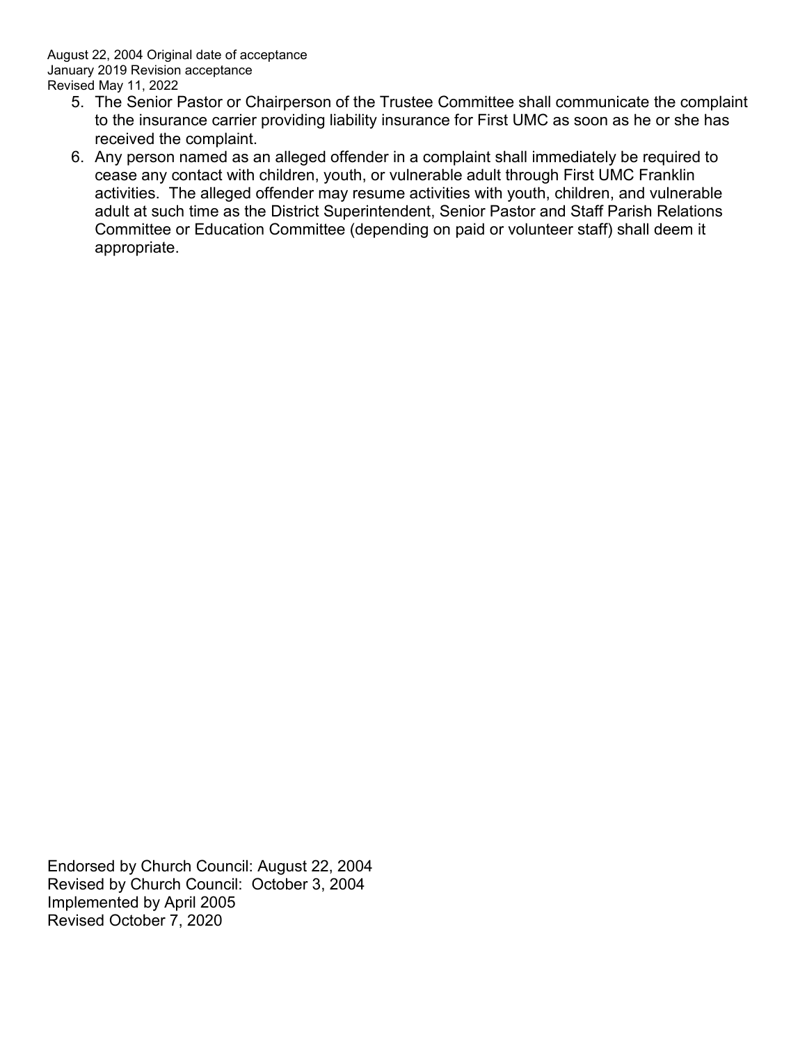5. The Senior Pastor or Chairperson of the Trustee Committee shall communicate the complaint to the insurance carrier providing liability insurance for First UMC as soon as he or she has received the complaint.
6. Any person named as an alleged offender in a complaint shall immediately be required to cease any contact with children, youth, or vulnerable adult through First UMC Franklin activities. The alleged offender may resume activities with youth, children, and vulnerable adult at such time as the District Superintendent, Senior Pastor and Staff Parish Relations Committee or Education Committee (depending on paid or volunteer staff) shall deem it appropriate.

Endorsed by Church Council: August 22, 2004
Revised by Church Council: October 3, 2004
Implemented by April 2005
Revised October 7, 2020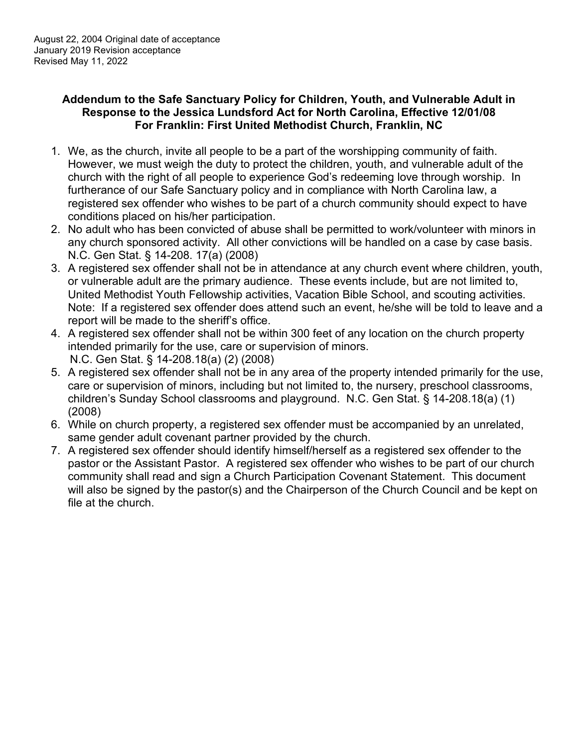August 22, 2004 Original date of acceptance
January 2019 Revision acceptance
Revised May 11, 2022

**Addendum to the Safe Sanctuary Policy for Children, Youth, and Vulnerable Adult in Response to the Jessica Lundsford Act for North Carolina, Effective 12/01/08 For Franklin: First United Methodist Church, Franklin, NC**

1. We, as the church, invite all people to be a part of the worshipping community of faith. However, we must weigh the duty to protect the children, youth, and vulnerable adult of the church with the right of all people to experience God's redeeming love through worship. In furtherance of our Safe Sanctuary policy and in compliance with North Carolina law, a registered sex offender who wishes to be part of a church community should expect to have conditions placed on his/her participation.
2. No adult who has been convicted of abuse shall be permitted to work/volunteer with minors in any church sponsored activity. All other convictions will be handled on a case by case basis. N.C. Gen Stat. § 14-208. 17(a) (2008)
3. A registered sex offender shall not be in attendance at any church event where children, youth, or vulnerable adult are the primary audience. These events include, but are not limited to, United Methodist Youth Fellowship activities, Vacation Bible School, and scouting activities. Note: If a registered sex offender does attend such an event, he/she will be told to leave and a report will be made to the sheriff's office.
4. A registered sex offender shall not be within 300 feet of any location on the church property intended primarily for the use, care or supervision of minors. N.C. Gen Stat. § 14-208.18(a) (2) (2008)
5. A registered sex offender shall not be in any area of the property intended primarily for the use, care or supervision of minors, including but not limited to, the nursery, preschool classrooms, children's Sunday School classrooms and playground. N.C. Gen Stat. § 14-208.18(a) (1) (2008)
6. While on church property, a registered sex offender must be accompanied by an unrelated, same gender adult covenant partner provided by the church.
7. A registered sex offender should identify himself/herself as a registered sex offender to the pastor or the Assistant Pastor. A registered sex offender who wishes to be part of our church community shall read and sign a Church Participation Covenant Statement. This document will also be signed by the pastor(s) and the Chairperson of the Church Council and be kept on file at the church.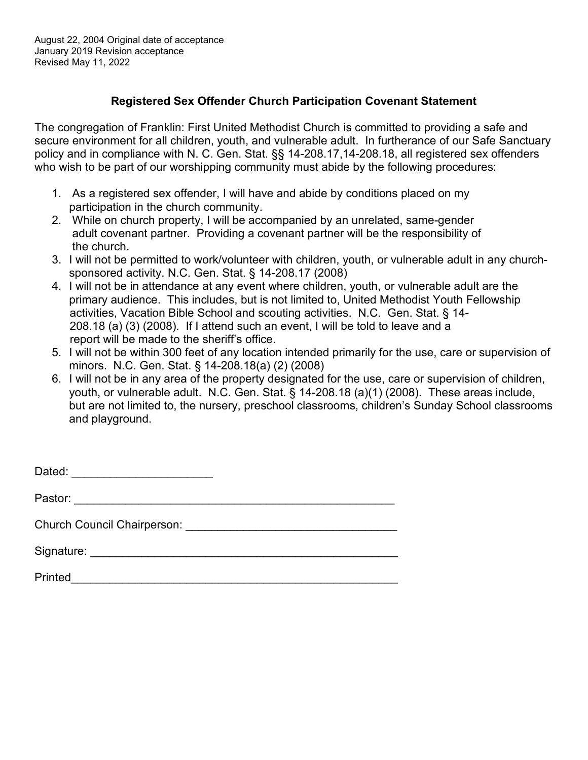August 22, 2004 Original date of acceptance
January 2019 Revision acceptance
Revised May 11, 2022

### Registered Sex Offender Church Participation Covenant Statement

The congregation of Franklin: First United Methodist Church is committed to providing a safe and secure environment for all children, youth, and vulnerable adult. In furtherance of our Safe Sanctuary policy and in compliance with N. C. Gen. Stat. §§ 14-208.17,14-208.18, all registered sex offenders who wish to be part of our worshipping community must abide by the following procedures:

1. As a registered sex offender, I will have and abide by conditions placed on my participation in the church community.
2. While on church property, I will be accompanied by an unrelated, same-gender adult covenant partner. Providing a covenant partner will be the responsibility of the church.
3. I will not be permitted to work/volunteer with children, youth, or vulnerable adult in any church-sponsored activity. N.C. Gen. Stat. § 14-208.17 (2008)
4. I will not be in attendance at any event where children, youth, or vulnerable adult are the primary audience. This includes, but is not limited to, United Methodist Youth Fellowship activities, Vacation Bible School and scouting activities. N.C. Gen. Stat. § 14-208.18 (a) (3) (2008). If I attend such an event, I will be told to leave and a report will be made to the sheriff's office.
5. I will not be within 300 feet of any location intended primarily for the use, care or supervision of minors. N.C. Gen. Stat. § 14-208.18(a) (2) (2008)
6. I will not be in any area of the property designated for the use, care or supervision of children, youth, or vulnerable adult. N.C. Gen. Stat. § 14-208.18 (a)(1) (2008). These areas include, but are not limited to, the nursery, preschool classrooms, children's Sunday School classrooms and playground.

Dated: ______________________

Pastor: ____________________________________________________

Church Council Chairperson: _________________________________

Signature: __________________________________________________

Printed_____________________________________________________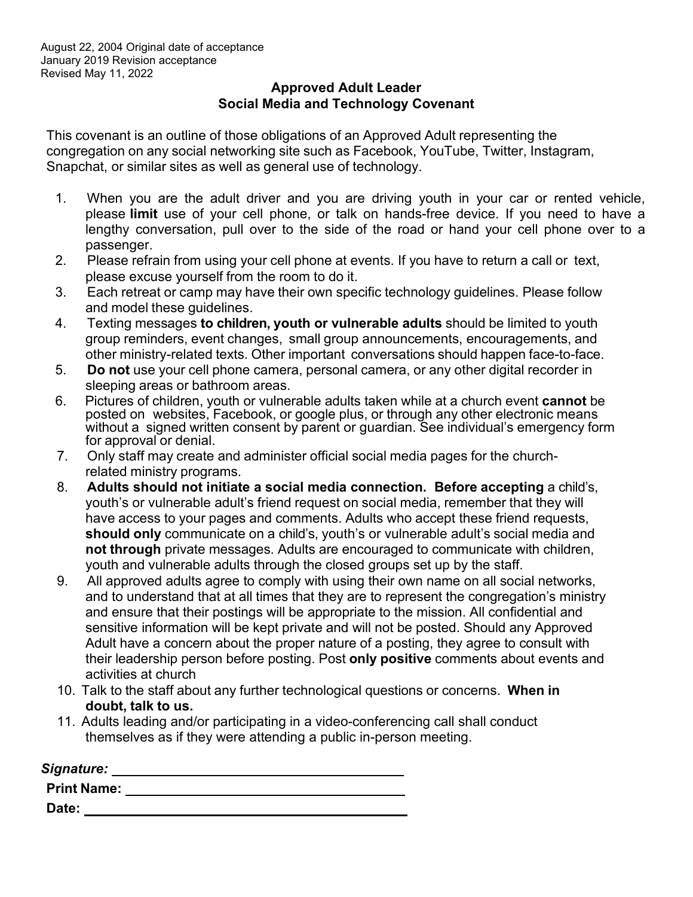August 22, 2004 Original date of acceptance
January 2019 Revision acceptance
Revised May 11, 2022

## Approved Adult Leader
## Social Media and Technology Covenant

This covenant is an outline of those obligations of an Approved Adult representing the congregation on any social networking site such as Facebook, YouTube, Twitter, Instagram, Snapchat, or similar sites as well as general use of technology.

1. When you are the adult driver and you are driving youth in your car or rented vehicle, please **limit** use of your cell phone, or talk on hands-free device. If you need to have a lengthy conversation, pull over to the side of the road or hand your cell phone over to a passenger.
2. Please refrain from using your cell phone at events. If you have to return a call or text, please excuse yourself from the room to do it.
3. Each retreat or camp may have their own specific technology guidelines. Please follow and model these guidelines.
4. Texting messages **to children, youth or vulnerable adults** should be limited to youth group reminders, event changes, small group announcements, encouragements, and other ministry-related texts. Other important conversations should happen face-to-face.
5. **Do not** use your cell phone camera, personal camera, or any other digital recorder in sleeping areas or bathroom areas.
6. Pictures of children, youth or vulnerable adults taken while at a church event **cannot** be posted on websites, Facebook, or google plus, or through any other electronic means without a signed written consent by parent or guardian. See individual's emergency form for approval or denial.
7. Only staff may create and administer official social media pages for the church-related ministry programs.
8. **Adults should not initiate a social media connection. Before accepting** a child's, youth's or vulnerable adult's friend request on social media, remember that they will have access to your pages and comments. Adults who accept these friend requests, **should only** communicate on a child's, youth's or vulnerable adult's social media and **not through** private messages. Adults are encouraged to communicate with children, youth and vulnerable adults through the closed groups set up by the staff.
9. All approved adults agree to comply with using their own name on all social networks, and to understand that at all times that they are to represent the congregation's ministry and ensure that their postings will be appropriate to the mission. All confidential and sensitive information will be kept private and will not be posted. Should any Approved Adult have a concern about the proper nature of a posting, they agree to consult with their leadership person before posting. Post **only positive** comments about events and activities at church
10. Talk to the staff about any further technological questions or concerns. **When in doubt, talk to us.**
11. Adults leading and/or participating in a video-conferencing call shall conduct themselves as if they were attending a public in-person meeting.

***Signature:*** ________________________________________

**Print Name:** ________________________________________

**Date:** ________________________________________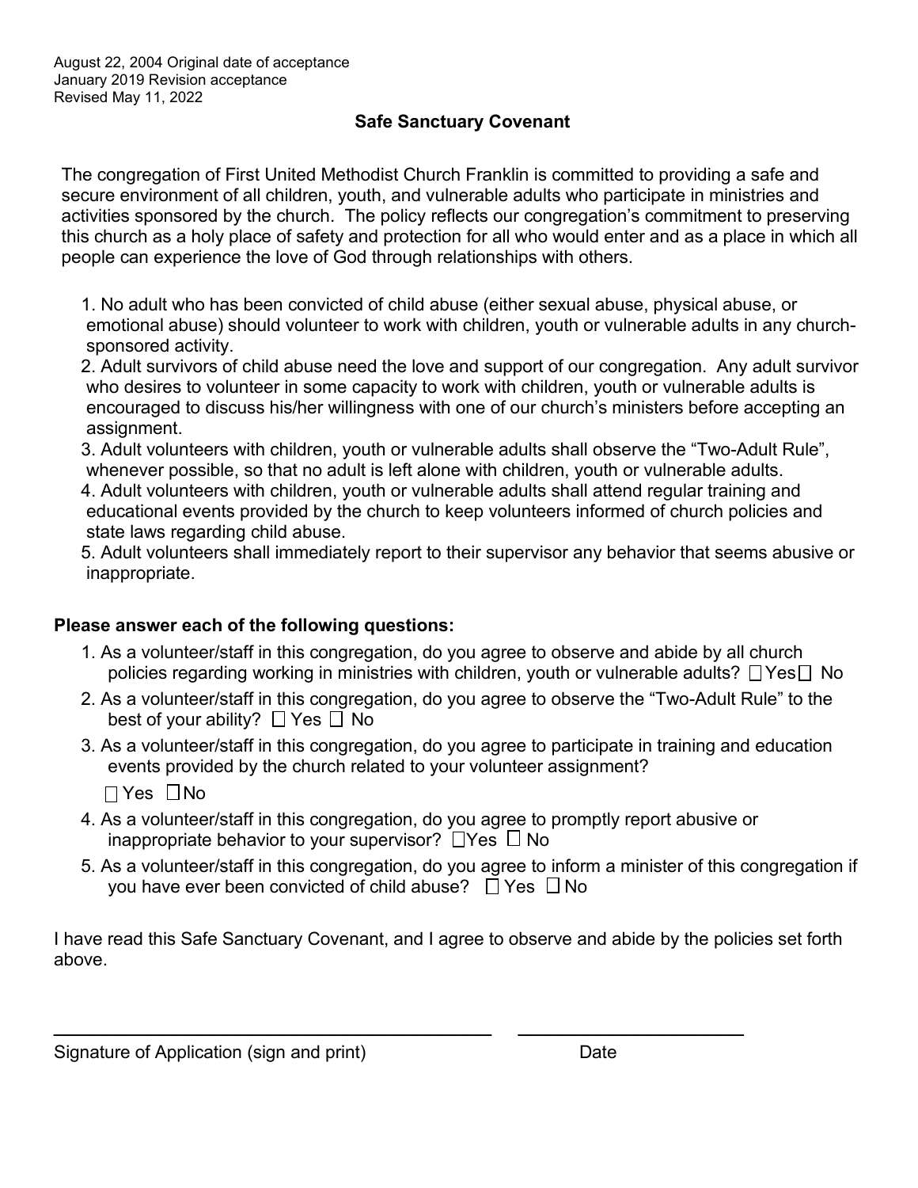August 22, 2004 Original date of acceptance
January 2019 Revision acceptance
Revised May 11, 2022

## Safe Sanctuary Covenant

The congregation of First United Methodist Church Franklin is committed to providing a safe and secure environment of all children, youth, and vulnerable adults who participate in ministries and activities sponsored by the church. The policy reflects our congregation's commitment to preserving this church as a holy place of safety and protection for all who would enter and as a place in which all people can experience the love of God through relationships with others.

1. No adult who has been convicted of child abuse (either sexual abuse, physical abuse, or emotional abuse) should volunteer to work with children, youth or vulnerable adults in any church-sponsored activity.
2. Adult survivors of child abuse need the love and support of our congregation. Any adult survivor who desires to volunteer in some capacity to work with children, youth or vulnerable adults is encouraged to discuss his/her willingness with one of our church's ministers before accepting an assignment.
3. Adult volunteers with children, youth or vulnerable adults shall observe the "Two-Adult Rule", whenever possible, so that no adult is left alone with children, youth or vulnerable adults.
4. Adult volunteers with children, youth or vulnerable adults shall attend regular training and educational events provided by the church to keep volunteers informed of church policies and state laws regarding child abuse.
5. Adult volunteers shall immediately report to their supervisor any behavior that seems abusive or inappropriate.

**Please answer each of the following questions:**

1. As a volunteer/staff in this congregation, do you agree to observe and abide by all church policies regarding working in ministries with children, youth or vulnerable adults? ☐ Yes ☐ No
2. As a volunteer/staff in this congregation, do you agree to observe the "Two-Adult Rule" to the best of your ability? ☐ Yes ☐ No
3. As a volunteer/staff in this congregation, do you agree to participate in training and education events provided by the church related to your volunteer assignment?

   ☐ Yes ☐ No
4. As a volunteer/staff in this congregation, do you agree to promptly report abusive or inappropriate behavior to your supervisor? ☐ Yes ☐ No
5. As a volunteer/staff in this congregation, do you agree to inform a minister of this congregation if you have ever been convicted of child abuse? ☐ Yes ☐ No

I have read this Safe Sanctuary Covenant, and I agree to observe and abide by the policies set forth above.

\_\_\_\_\_\_\_\_\_\_\_\_\_\_\_\_\_\_\_\_\_\_\_\_\_\_\_\_\_\_\_\_\_\_\_\_ \_\_\_\_\_\_\_\_\_\_\_\_\_\_\_\_\_\_\_\_

Signature of Application (sign and print) Date